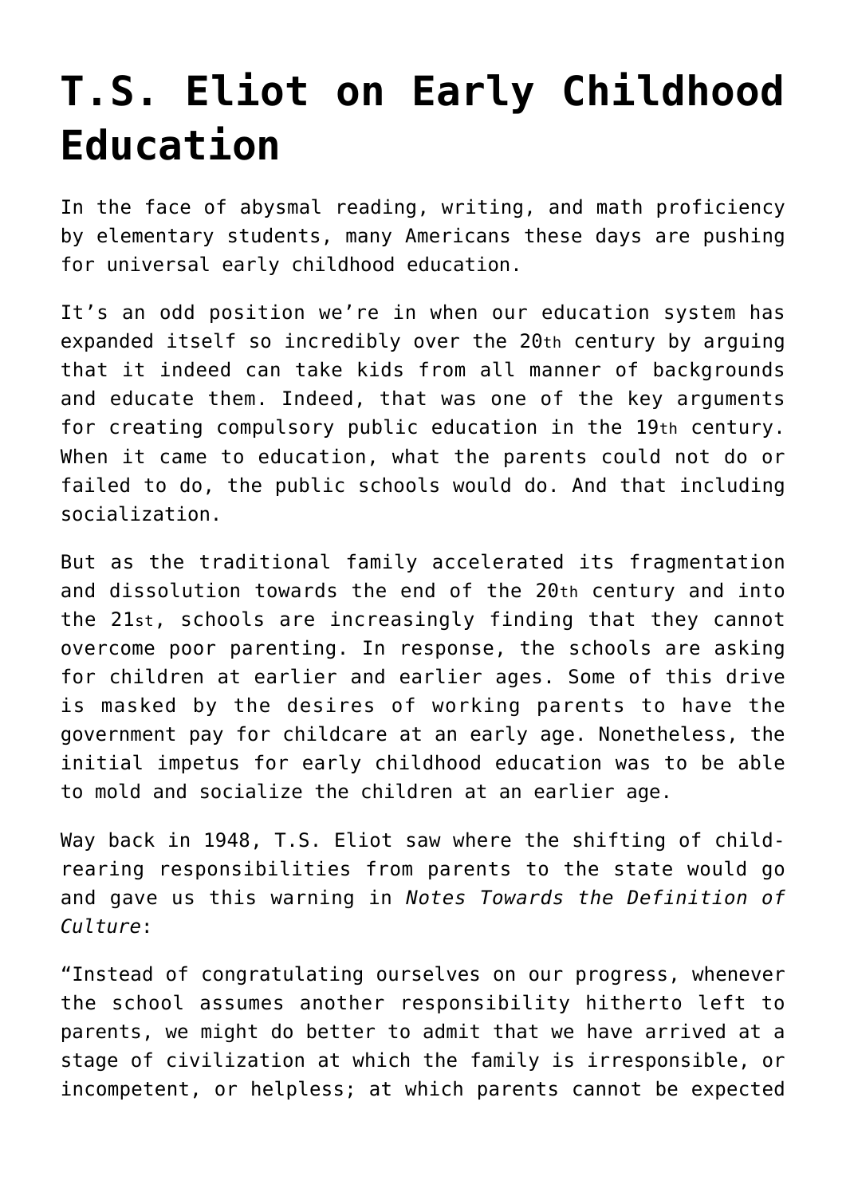# T.S. Eliot on Early Childhood Education

In the face of abysmal reading, writing, and math proficiency by elementary students, many Americans these days are pushing for universal early childhood education.

It's an odd position we're in when our education system has expanded itself so incredibly over the 20th century by arguing that it indeed can take kids from all manner of backgrounds and educate them. Indeed, that was one of the key arguments for creating compulsory public education in the 19th century. When it came to education, what the parents could not do or failed to do, the public schools would do. And that including socialization.

But as the traditional family accelerated its fragmentation and dissolution towards the end of the 20th century and into the 21st, schools are increasingly finding that they cannot overcome poor parenting. In response, the schools are asking for children at earlier and earlier ages. Some of this drive is masked by the desires of working parents to have the government pay for childcare at an early age. Nonetheless, the initial impetus for early childhood education was to be able to mold and socialize the children at an earlier age.

Way back in 1948, T.S. Eliot saw where the shifting of child-rearing responsibilities from parents to the state would go and gave us this warning in *Notes Towards the Definition of Culture*:

"Instead of congratulating ourselves on our progress, whenever the school assumes another responsibility hitherto left to parents, we might do better to admit that we have arrived at a stage of civilization at which the family is irresponsible, or incompetent, or helpless; at which parents cannot be expected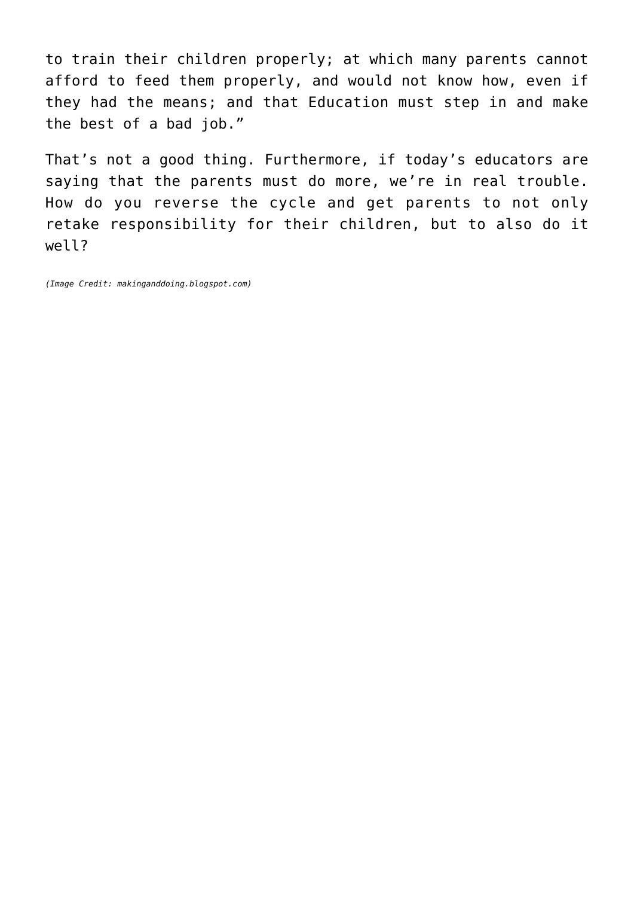to train their children properly; at which many parents cannot afford to feed them properly, and would not know how, even if they had the means; and that Education must step in and make the best of a bad job."

That's not a good thing. Furthermore, if today's educators are saying that the parents must do more, we're in real trouble. How do you reverse the cycle and get parents to not only retake responsibility for their children, but to also do it well?

*(Image Credit: makinganddoing.blogspot.com)*